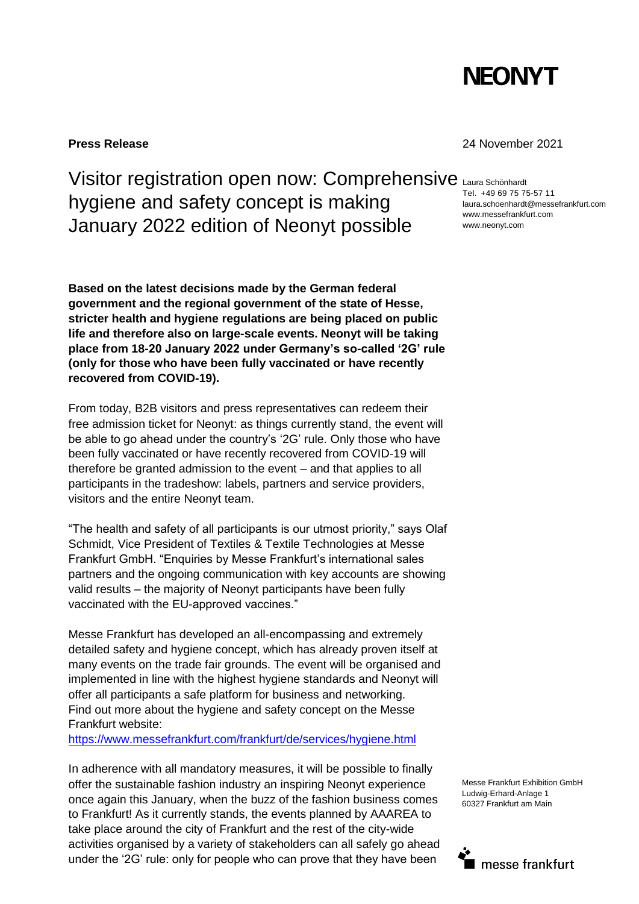# NEONYT

**Press Release**

24 November 2021

Laura Schönhardt
Tel. +49 69 75 75-57 11
laura.schoenhardt@messefrankfurt.com
www.messefrankfurt.com
www.neonyt.com

# Visitor registration open now: Comprehensive hygiene and safety concept is making January 2022 edition of Neonyt possible

**Based on the latest decisions made by the German federal government and the regional government of the state of Hesse, stricter health and hygiene regulations are being placed on public life and therefore also on large-scale events. Neonyt will be taking place from 18-20 January 2022 under Germany's so-called '2G' rule (only for those who have been fully vaccinated or have recently recovered from COVID-19).**

From today, B2B visitors and press representatives can redeem their free admission ticket for Neonyt: as things currently stand, the event will be able to go ahead under the country's '2G' rule. Only those who have been fully vaccinated or have recently recovered from COVID-19 will therefore be granted admission to the event – and that applies to all participants in the tradeshow: labels, partners and service providers, visitors and the entire Neonyt team.

"The health and safety of all participants is our utmost priority," says Olaf Schmidt, Vice President of Textiles & Textile Technologies at Messe Frankfurt GmbH. "Enquiries by Messe Frankfurt's international sales partners and the ongoing communication with key accounts are showing valid results – the majority of Neonyt participants have been fully vaccinated with the EU-approved vaccines."

Messe Frankfurt has developed an all-encompassing and extremely detailed safety and hygiene concept, which has already proven itself at many events on the trade fair grounds. The event will be organised and implemented in line with the highest hygiene standards and Neonyt will offer all participants a safe platform for business and networking. Find out more about the hygiene and safety concept on the Messe Frankfurt website:
https://www.messefrankfurt.com/frankfurt/de/services/hygiene.html

In adherence with all mandatory measures, it will be possible to finally offer the sustainable fashion industry an inspiring Neonyt experience once again this January, when the buzz of the fashion business comes to Frankfurt! As it currently stands, the events planned by AAAREA to take place around the city of Frankfurt and the rest of the city-wide activities organised by a variety of stakeholders can all safely go ahead under the '2G' rule: only for people who can prove that they have been

Messe Frankfurt Exhibition GmbH
Ludwig-Erhard-Anlage 1
60327 Frankfurt am Main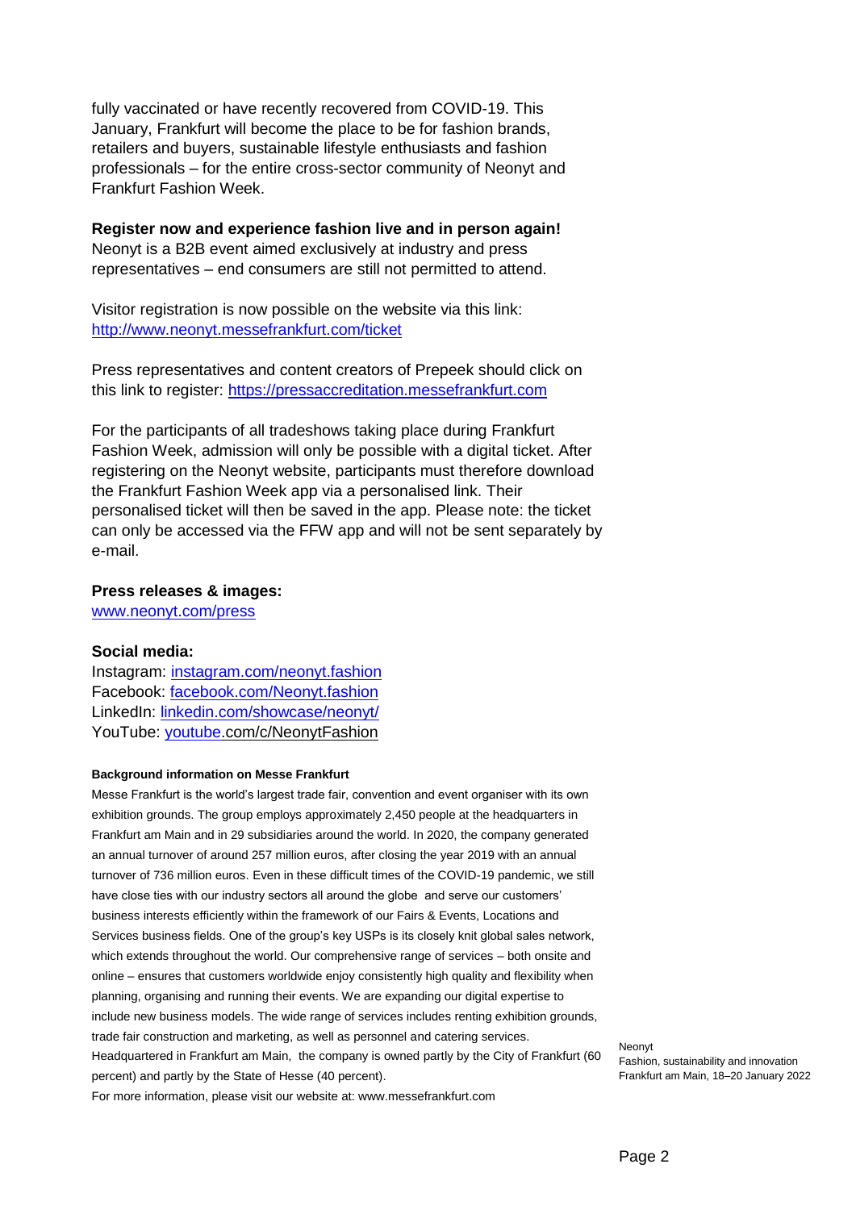fully vaccinated or have recently recovered from COVID-19. This January, Frankfurt will become the place to be for fashion brands, retailers and buyers, sustainable lifestyle enthusiasts and fashion professionals – for the entire cross-sector community of Neonyt and Frankfurt Fashion Week.

**Register now and experience fashion live and in person again!**
Neonyt is a B2B event aimed exclusively at industry and press representatives – end consumers are still not permitted to attend.

Visitor registration is now possible on the website via this link: http://www.neonyt.messefrankfurt.com/ticket

Press representatives and content creators of Prepeek should click on this link to register: https://pressaccreditation.messefrankfurt.com

For the participants of all tradeshows taking place during Frankfurt Fashion Week, admission will only be possible with a digital ticket. After registering on the Neonyt website, participants must therefore download the Frankfurt Fashion Week app via a personalised link. Their personalised ticket will then be saved in the app. Please note: the ticket can only be accessed via the FFW app and will not be sent separately by e-mail.

**Press releases & images:**
www.neonyt.com/press

**Social media:**
Instagram: instagram.com/neonyt.fashion
Facebook: facebook.com/Neonyt.fashion
LinkedIn: linkedin.com/showcase/neonyt/
YouTube: youtube.com/c/NeonytFashion

**Background information on Messe Frankfurt**

Messe Frankfurt is the world's largest trade fair, convention and event organiser with its own exhibition grounds. The group employs approximately 2,450 people at the headquarters in Frankfurt am Main and in 29 subsidiaries around the world. In 2020, the company generated an annual turnover of around 257 million euros, after closing the year 2019 with an annual turnover of 736 million euros. Even in these difficult times of the COVID-19 pandemic, we still have close ties with our industry sectors all around the globe and serve our customers' business interests efficiently within the framework of our Fairs & Events, Locations and Services business fields. One of the group's key USPs is its closely knit global sales network, which extends throughout the world. Our comprehensive range of services – both onsite and online – ensures that customers worldwide enjoy consistently high quality and flexibility when planning, organising and running their events. We are expanding our digital expertise to include new business models. The wide range of services includes renting exhibition grounds, trade fair construction and marketing, as well as personnel and catering services. Headquartered in Frankfurt am Main, the company is owned partly by the City of Frankfurt (60 percent) and partly by the State of Hesse (40 percent).
For more information, please visit our website at: www.messefrankfurt.com

Neonyt
Fashion, sustainability and innovation
Frankfurt am Main, 18–20 January 2022